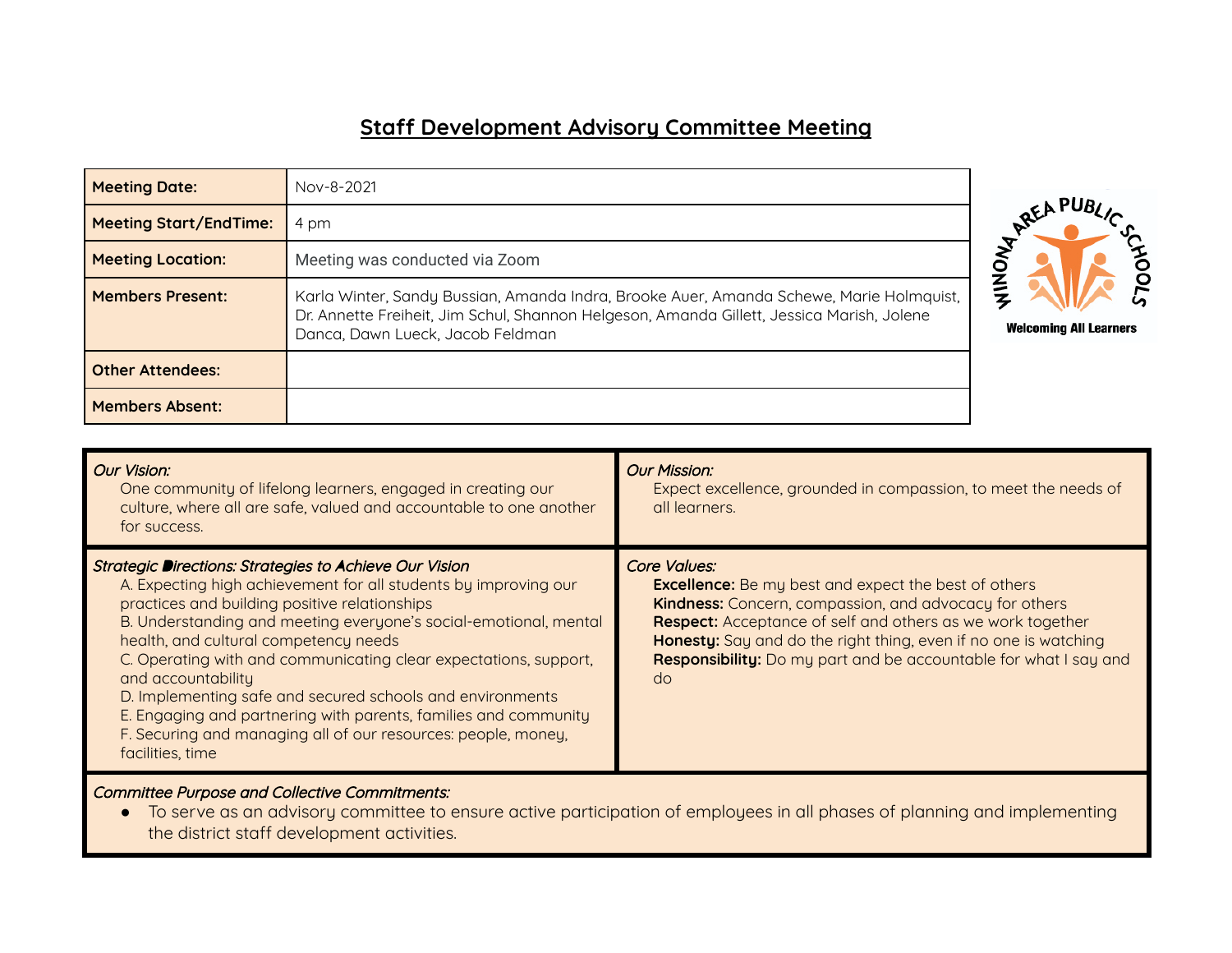# Staff Development Advisory Committee Meeting

| Meeting Date: | Nov-8-2021 |
|---|---|
| Meeting Start/EndTime: | 4 pm |
| Meeting Location: | Meeting was conducted via Zoom |
| Members Present: | Karla Winter, Sandy Bussian, Amanda Indra, Brooke Auer, Amanda Schewe, Marie Holmquist, Dr. Annette Freiheit, Jim Schul, Shannon Helgeson, Amanda Gillett, Jessica Marish, Jolene Danca, Dawn Lueck, Jacob Feldman |
| Other Attendees: | |
| Members Absent: | |

WINONA AREA PUBLIC SCHOOLS
Welcoming All Learners

*Our Vision:*
One community of lifelong learners, engaged in creating our culture, where all are safe, valued and accountable to one another for success.

*Our Mission:*
Expect excellence, grounded in compassion, to meet the needs of all learners.

*Strategic Directions: Strategies to Achieve Our Vision*
A. Expecting high achievement for all students by improving our practices and building positive relationships
B. Understanding and meeting everyone's social-emotional, mental health, and cultural competency needs
C. Operating with and communicating clear expectations, support, and accountability
D. Implementing safe and secured schools and environments
E. Engaging and partnering with parents, families and community
F. Securing and managing all of our resources: people, money, facilities, time

*Core Values:*
**Excellence:** Be my best and expect the best of others
**Kindness:** Concern, compassion, and advocacy for others
**Respect:** Acceptance of self and others as we work together
**Honesty:** Say and do the right thing, even if no one is watching
**Responsibility:** Do my part and be accountable for what I say and do

*Committee Purpose and Collective Commitments:*
- To serve as an advisory committee to ensure active participation of employees in all phases of planning and implementing the district staff development activities.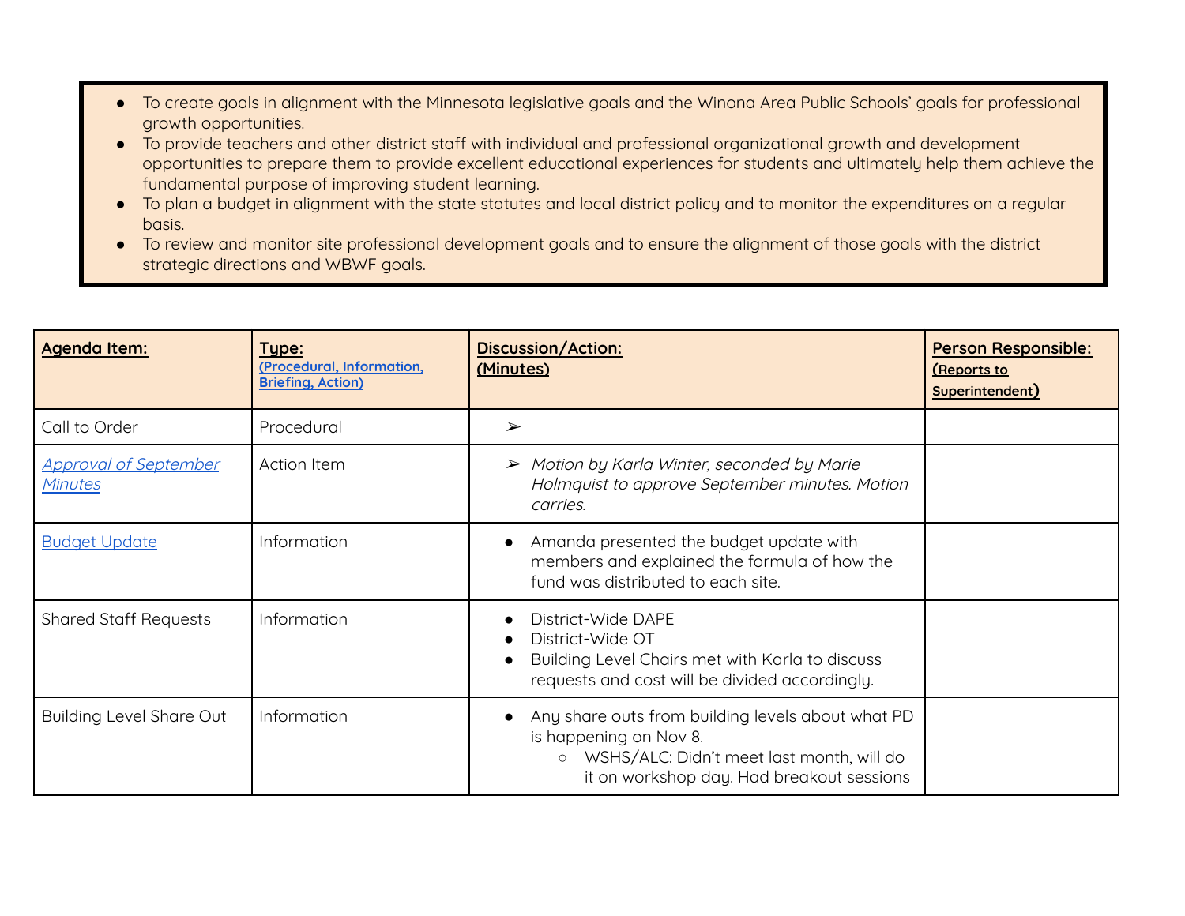- To create goals in alignment with the Minnesota legislative goals and the Winona Area Public Schools' goals for professional growth opportunities.
- To provide teachers and other district staff with individual and professional organizational growth and development opportunities to prepare them to provide excellent educational experiences for students and ultimately help them achieve the fundamental purpose of improving student learning.
- To plan a budget in alignment with the state statutes and local district policy and to monitor the expenditures on a regular basis.
- To review and monitor site professional development goals and to ensure the alignment of those goals with the district strategic directions and WBWF goals.

| **Agenda Item:** | **Type:** (Procedural, Information, Briefing, Action) | **Discussion/Action:** (Minutes) | **Person Responsible:** (Reports to Superintendent) |
|---|---|---|---|
| Call to Order | Procedural | ➢ | |
| *Approval of September Minutes* | Action Item | ➢ *Motion by Karla Winter, seconded by Marie Holmquist to approve September minutes. Motion carries.* | |
| Budget Update | Information | • Amanda presented the budget update with members and explained the formula of how the fund was distributed to each site. | |
| Shared Staff Requests | Information | • District-Wide DAPE<br>• District-Wide OT<br>• Building Level Chairs met with Karla to discuss requests and cost will be divided accordingly. | |
| Building Level Share Out | Information | • Any share outs from building levels about what PD is happening on Nov 8.<br>  ○ WSHS/ALC: Didn't meet last month, will do it on workshop day. Had breakout sessions | |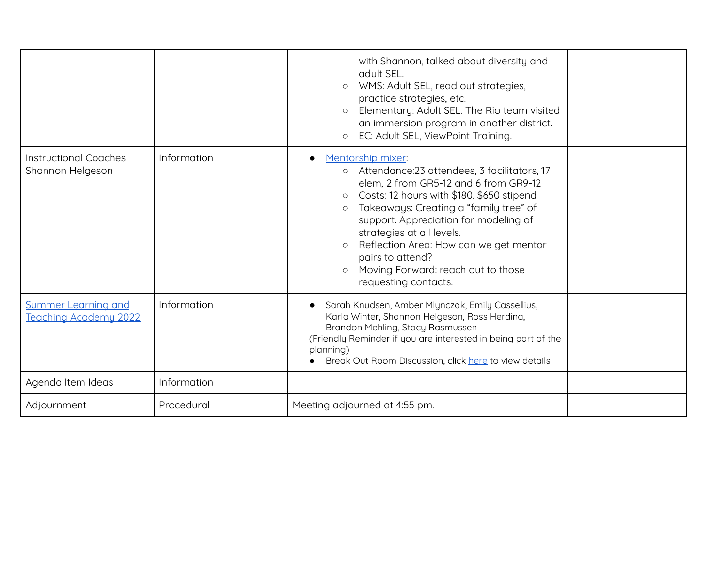| | | | |
|---|---|---|---|
| | | with Shannon, talked about diversity and adult SEL.<br>○ WMS: Adult SEL, read out strategies, practice strategies, etc.<br>○ Elementary: Adult SEL. The Rio team visited an immersion program in another district.<br>○ EC: Adult SEL, ViewPoint Training. | |
| Instructional Coaches Shannon Helgeson | Information | ● Mentorship mixer:<br>○ Attendance:23 attendees, 3 facilitators, 17 elem, 2 from GR5-12 and 6 from GR9-12<br>○ Costs: 12 hours with $180. $650 stipend<br>○ Takeaways: Creating a "family tree" of support. Appreciation for modeling of strategies at all levels.<br>○ Reflection Area: How can we get mentor pairs to attend?<br>○ Moving Forward: reach out to those requesting contacts. | |
| Summer Learning and Teaching Academy 2022 | Information | ● Sarah Knudsen, Amber Mlynczak, Emily Cassellius, Karla Winter, Shannon Helgeson, Ross Herdina, Brandon Mehling, Stacy Rasmussen<br>(Friendly Reminder if you are interested in being part of the planning)<br>● Break Out Room Discussion, click here to view details | |
| Agenda Item Ideas | Information | | |
| Adjournment | Procedural | Meeting adjourned at 4:55 pm. | |